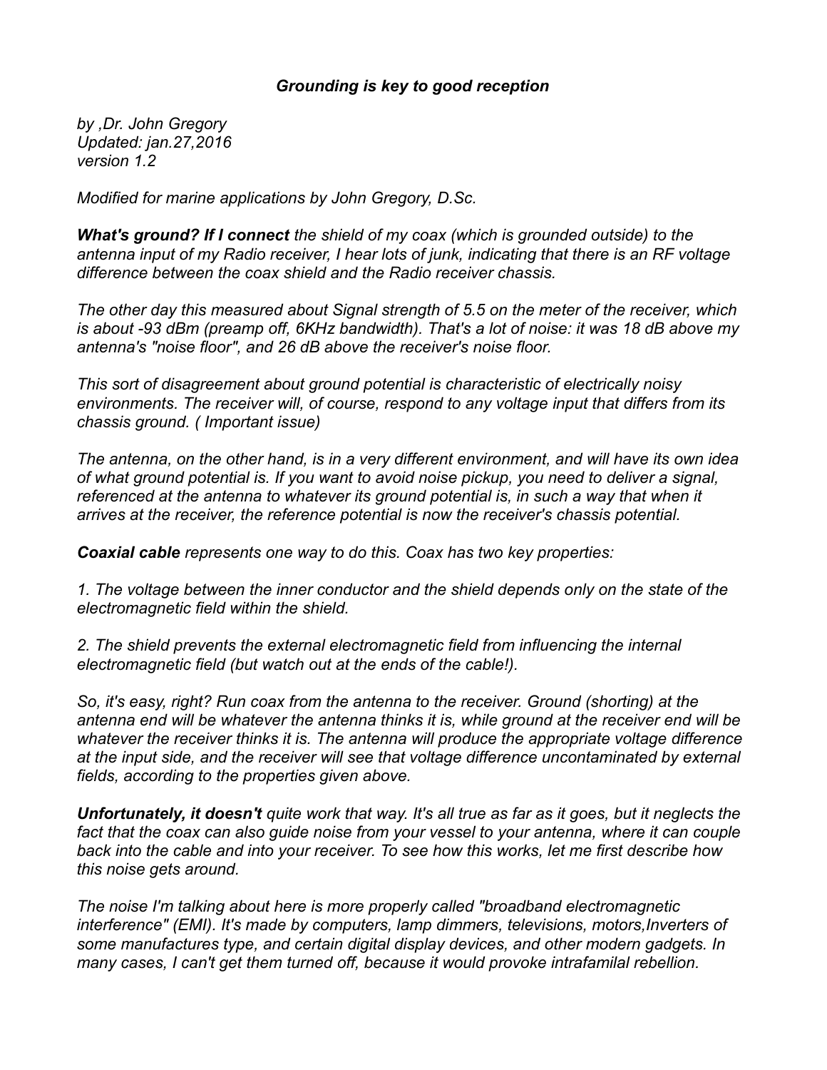# *Grounding is key to good reception*

*by ,Dr. John Gregory*
*Updated: jan.27,2016*
*version 1.2*

*Modified for marine applications by John Gregory, D.Sc.*

***What's ground? If I connect** the shield of my coax (which is grounded outside) to the antenna input of my Radio receiver, I hear lots of junk, indicating that there is an RF voltage difference between the coax shield and the Radio receiver chassis.*

*The other day this measured about Signal strength of 5.5 on the meter of the receiver, which is about -93 dBm (preamp off, 6KHz bandwidth). That's a lot of noise: it was 18 dB above my antenna's "noise floor", and 26 dB above the receiver's noise floor.*

*This sort of disagreement about ground potential is characteristic of electrically noisy environments. The receiver will, of course, respond to any voltage input that differs from its chassis ground. ( Important issue)*

*The antenna, on the other hand, is in a very different environment, and will have its own idea of what ground potential is. If you want to avoid noise pickup, you need to deliver a signal, referenced at the antenna to whatever its ground potential is, in such a way that when it arrives at the receiver, the reference potential is now the receiver's chassis potential.*

***Coaxial cable** represents one way to do this. Coax has two key properties:*

*1. The voltage between the inner conductor and the shield depends only on the state of the electromagnetic field within the shield.*

*2. The shield prevents the external electromagnetic field from influencing the internal electromagnetic field (but watch out at the ends of the cable!).*

*So, it's easy, right? Run coax from the antenna to the receiver. Ground (shorting) at the antenna end will be whatever the antenna thinks it is, while ground at the receiver end will be whatever the receiver thinks it is. The antenna will produce the appropriate voltage difference at the input side, and the receiver will see that voltage difference uncontaminated by external fields, according to the properties given above.*

***Unfortunately, it doesn't** quite work that way. It's all true as far as it goes, but it neglects the fact that the coax can also guide noise from your vessel to your antenna, where it can couple back into the cable and into your receiver. To see how this works, let me first describe how this noise gets around.*

*The noise I'm talking about here is more properly called "broadband electromagnetic interference" (EMI). It's made by computers, lamp dimmers, televisions, motors,Inverters of some manufactures type, and certain digital display devices, and other modern gadgets. In many cases, I can't get them turned off, because it would provoke intrafamilal rebellion.*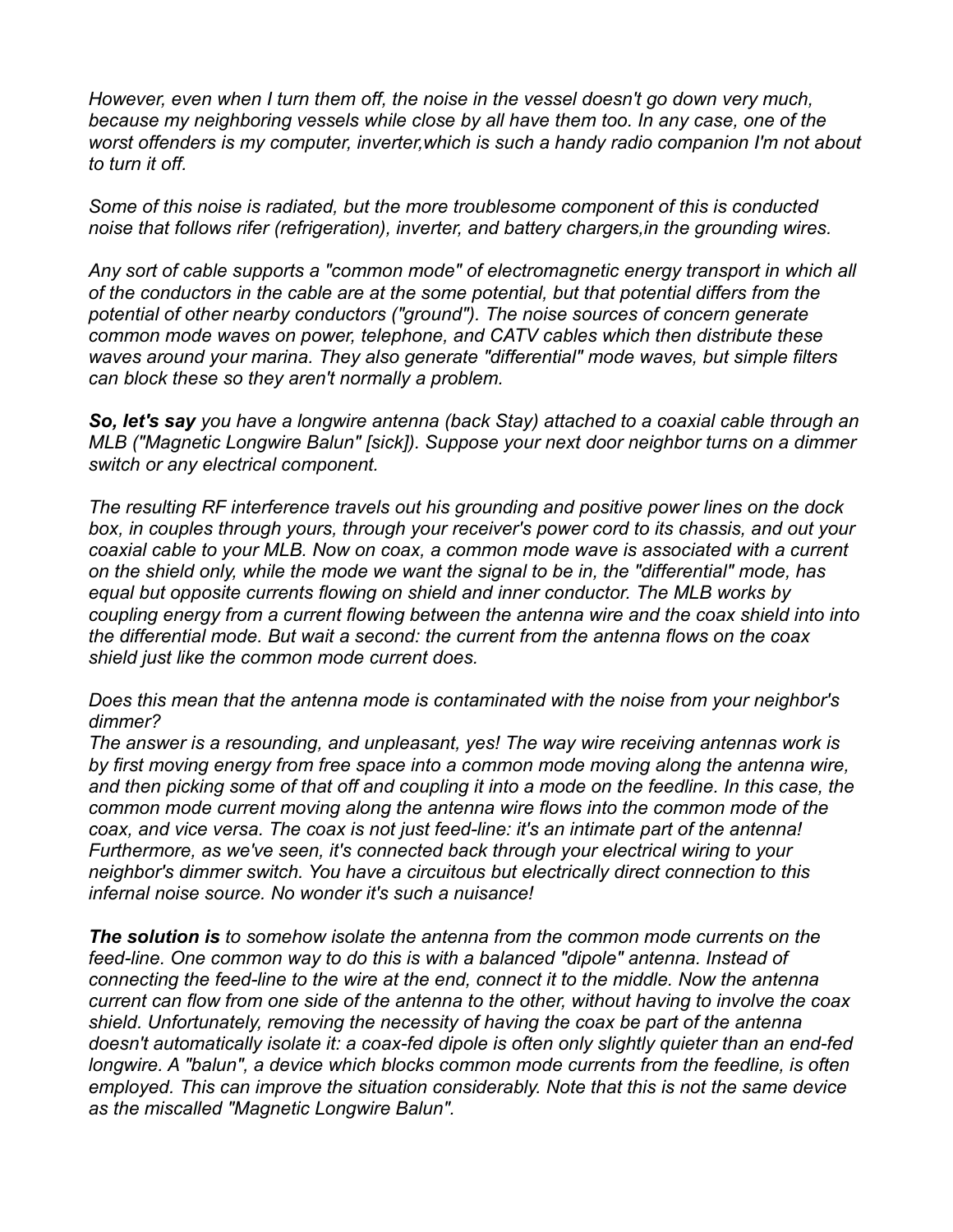*However, even when I turn them off, the noise in the vessel doesn't go down very much, because my neighboring vessels while close by all have them too. In any case, one of the worst offenders is my computer, inverter,which is such a handy radio companion I'm not about to turn it off.*

*Some of this noise is radiated, but the more troublesome component of this is conducted noise that follows rifer (refrigeration), inverter, and battery chargers,in the grounding wires.*

*Any sort of cable supports a "common mode" of electromagnetic energy transport in which all of the conductors in the cable are at the some potential, but that potential differs from the potential of other nearby conductors ("ground"). The noise sources of concern generate common mode waves on power, telephone, and CATV cables which then distribute these waves around your marina. They also generate "differential" mode waves, but simple filters can block these so they aren't normally a problem.*

***So, let's say** you have a longwire antenna (back Stay) attached to a coaxial cable through an MLB ("Magnetic Longwire Balun" [sick]). Suppose your next door neighbor turns on a dimmer switch or any electrical component.*

*The resulting RF interference travels out his grounding and positive power lines on the dock box, in couples through yours, through your receiver's power cord to its chassis, and out your coaxial cable to your MLB. Now on coax, a common mode wave is associated with a current on the shield only, while the mode we want the signal to be in, the "differential" mode, has equal but opposite currents flowing on shield and inner conductor. The MLB works by coupling energy from a current flowing between the antenna wire and the coax shield into into the differential mode. But wait a second: the current from the antenna flows on the coax shield just like the common mode current does.*

*Does this mean that the antenna mode is contaminated with the noise from your neighbor's dimmer?*
*The answer is a resounding, and unpleasant, yes! The way wire receiving antennas work is by first moving energy from free space into a common mode moving along the antenna wire, and then picking some of that off and coupling it into a mode on the feedline. In this case, the common mode current moving along the antenna wire flows into the common mode of the coax, and vice versa. The coax is not just feed-line: it's an intimate part of the antenna! Furthermore, as we've seen, it's connected back through your electrical wiring to your neighbor's dimmer switch. You have a circuitous but electrically direct connection to this infernal noise source. No wonder it's such a nuisance!*

***The solution is** to somehow isolate the antenna from the common mode currents on the feed-line. One common way to do this is with a balanced "dipole" antenna. Instead of connecting the feed-line to the wire at the end, connect it to the middle. Now the antenna current can flow from one side of the antenna to the other, without having to involve the coax shield. Unfortunately, removing the necessity of having the coax be part of the antenna doesn't automatically isolate it: a coax-fed dipole is often only slightly quieter than an end-fed longwire. A "balun", a device which blocks common mode currents from the feedline, is often employed. This can improve the situation considerably. Note that this is not the same device as the miscalled "Magnetic Longwire Balun".*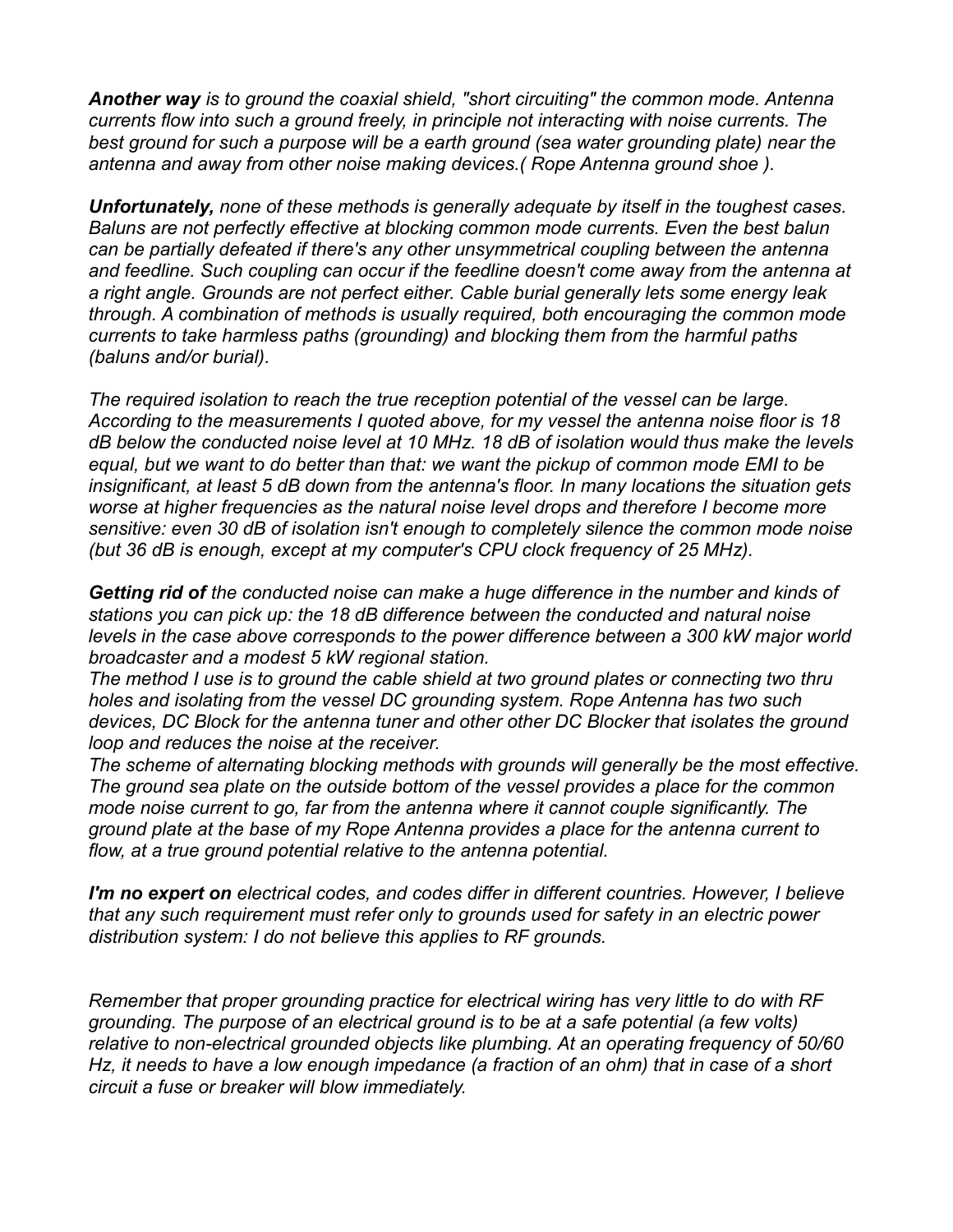***Another way*** *is to ground the coaxial shield, "short circuiting" the common mode. Antenna currents flow into such a ground freely, in principle not interacting with noise currents. The best ground for such a purpose will be a earth ground (sea water grounding plate) near the antenna and away from other noise making devices.( Rope Antenna ground shoe ).*

***Unfortunately,*** *none of these methods is generally adequate by itself in the toughest cases. Baluns are not perfectly effective at blocking common mode currents. Even the best balun can be partially defeated if there's any other unsymmetrical coupling between the antenna and feedline. Such coupling can occur if the feedline doesn't come away from the antenna at a right angle. Grounds are not perfect either. Cable burial generally lets some energy leak through. A combination of methods is usually required, both encouraging the common mode currents to take harmless paths (grounding) and blocking them from the harmful paths (baluns and/or burial).*

*The required isolation to reach the true reception potential of the vessel can be large. According to the measurements I quoted above, for my vessel the antenna noise floor is 18 dB below the conducted noise level at 10 MHz. 18 dB of isolation would thus make the levels equal, but we want to do better than that: we want the pickup of common mode EMI to be insignificant, at least 5 dB down from the antenna's floor. In many locations the situation gets worse at higher frequencies as the natural noise level drops and therefore I become more sensitive: even 30 dB of isolation isn't enough to completely silence the common mode noise (but 36 dB is enough, except at my computer's CPU clock frequency of 25 MHz).*

***Getting rid of*** *the conducted noise can make a huge difference in the number and kinds of stations you can pick up: the 18 dB difference between the conducted and natural noise levels in the case above corresponds to the power difference between a 300 kW major world broadcaster and a modest 5 kW regional station.*
*The method I use is to ground the cable shield at two ground plates or connecting two thru holes and isolating from the vessel DC grounding system. Rope Antenna has two such devices, DC Block for the antenna tuner and other other DC Blocker that isolates the ground loop and reduces the noise at the receiver.*
*The scheme of alternating blocking methods with grounds will generally be the most effective. The ground sea plate on the outside bottom of the vessel provides a place for the common mode noise current to go, far from the antenna where it cannot couple significantly. The ground plate at the base of my Rope Antenna provides a place for the antenna current to flow, at a true ground potential relative to the antenna potential.*

***I'm no expert on*** *electrical codes, and codes differ in different countries. However, I believe that any such requirement must refer only to grounds used for safety in an electric power distribution system: I do not believe this applies to RF grounds.*

*Remember that proper grounding practice for electrical wiring has very little to do with RF grounding. The purpose of an electrical ground is to be at a safe potential (a few volts) relative to non-electrical grounded objects like plumbing. At an operating frequency of 50/60 Hz, it needs to have a low enough impedance (a fraction of an ohm) that in case of a short circuit a fuse or breaker will blow immediately.*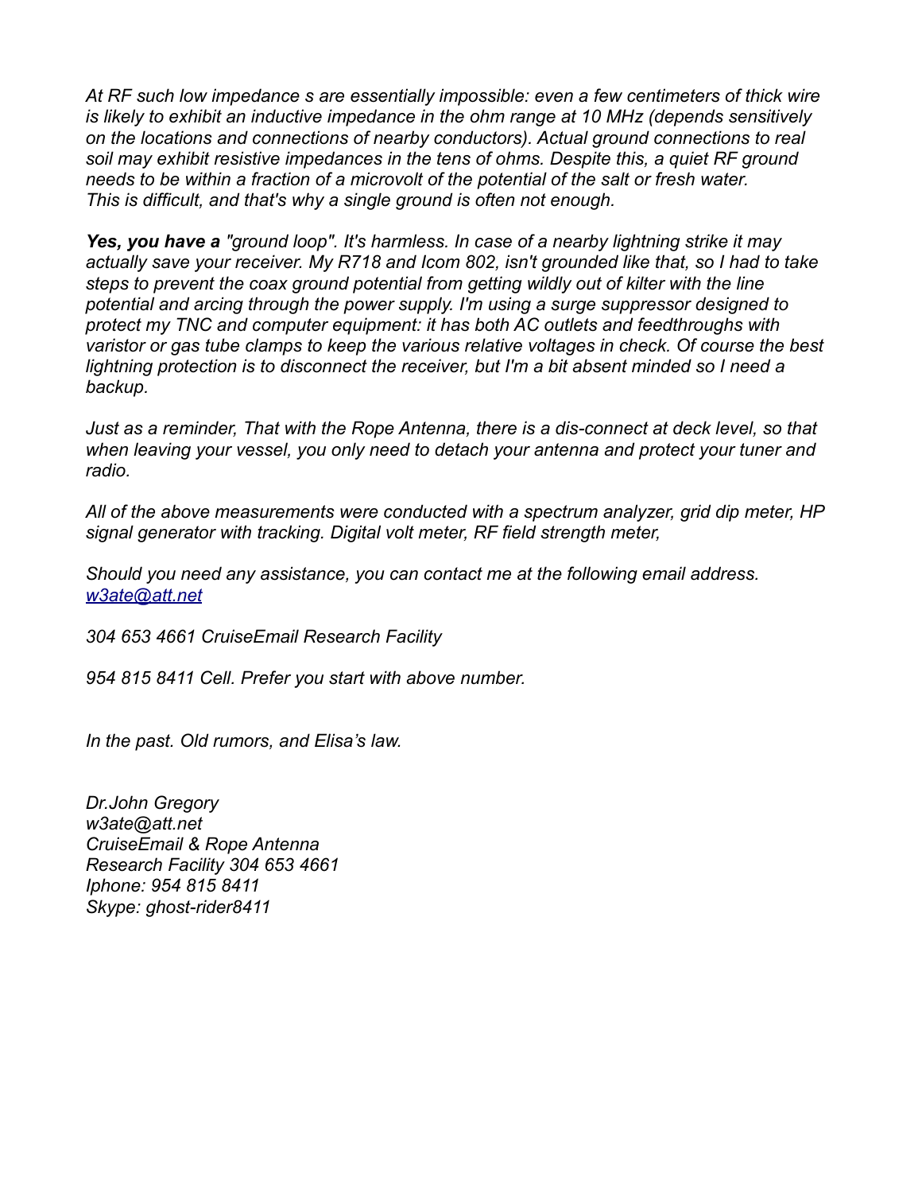*At RF such low impedance s are essentially impossible: even a few centimeters of thick wire is likely to exhibit an inductive impedance in the ohm range at 10 MHz (depends sensitively on the locations and connections of nearby conductors). Actual ground connections to real soil may exhibit resistive impedances in the tens of ohms. Despite this, a quiet RF ground needs to be within a fraction of a microvolt of the potential of the salt or fresh water. This is difficult, and that's why a single ground is often not enough.*

***Yes, you have a*** *"ground loop". It's harmless. In case of a nearby lightning strike it may actually save your receiver. My R718 and Icom 802, isn't grounded like that, so I had to take steps to prevent the coax ground potential from getting wildly out of kilter with the line potential and arcing through the power supply. I'm using a surge suppressor designed to protect my TNC and computer equipment: it has both AC outlets and feedthroughs with varistor or gas tube clamps to keep the various relative voltages in check. Of course the best lightning protection is to disconnect the receiver, but I'm a bit absent minded so I need a backup.*

*Just as a reminder, That with the Rope Antenna, there is a dis-connect at deck level, so that when leaving your vessel, you only need to detach your antenna and protect your tuner and radio.*

*All of the above measurements were conducted with a spectrum analyzer, grid dip meter, HP signal generator with tracking. Digital volt meter, RF field strength meter,*

*Should you need any assistance, you can contact me at the following email address.*
*[w3ate@att.net](mailto:w3ate@att.net)*

*304 653 4661 CruiseEmail Research Facility*

*954 815 8411 Cell. Prefer you start with above number.*

*In the past. Old rumors, and Elisa's law.*

*Dr.John Gregory*
*w3ate@att.net*
*CruiseEmail & Rope Antenna*
*Research Facility 304 653 4661*
*Iphone: 954 815 8411*
*Skype: ghost-rider8411*